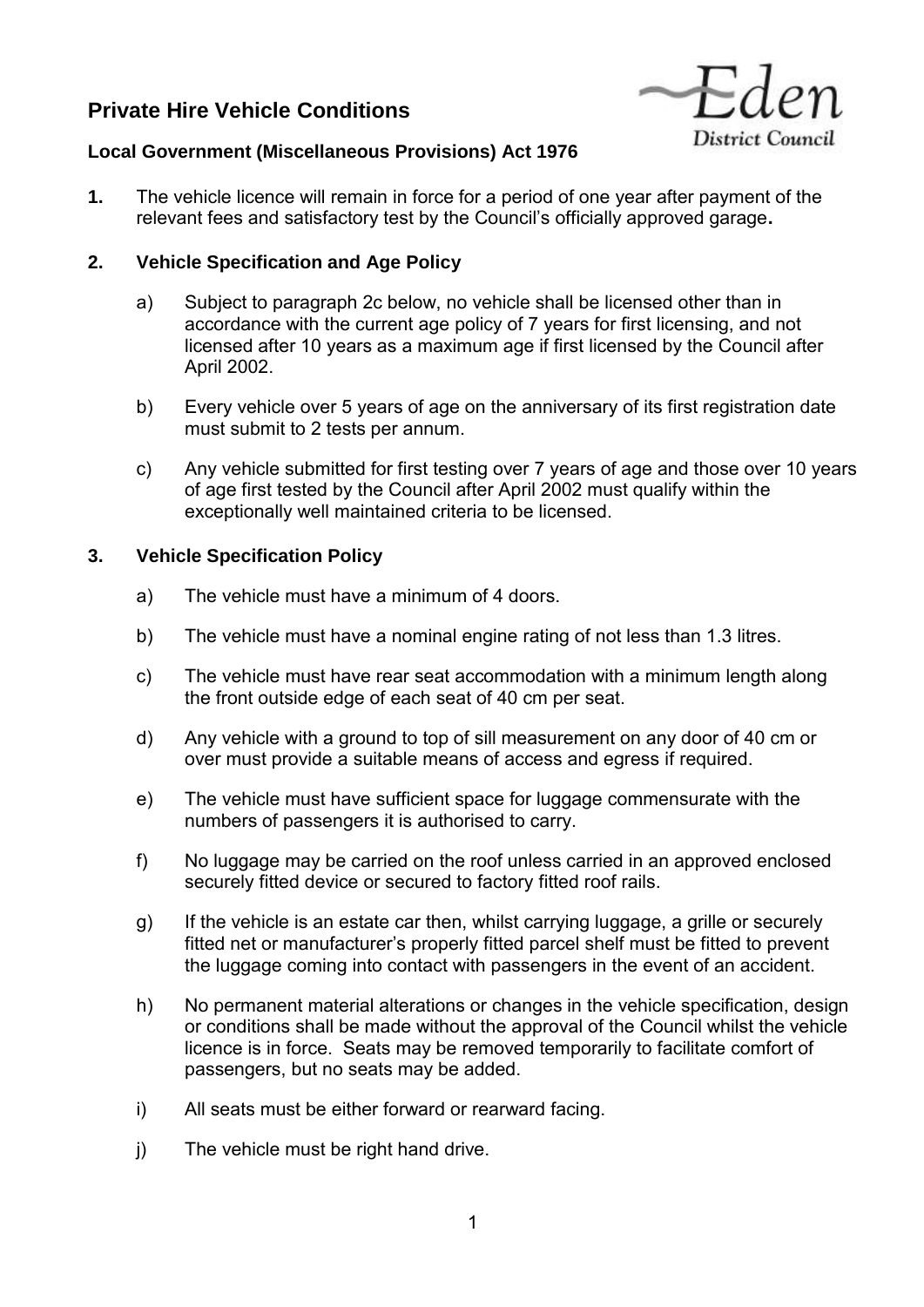# Private Hire Vehicle Conditions

**Local Government (Miscellaneous Provisions) Act 1976**

**1.** The vehicle licence will remain in force for a period of one year after payment of the relevant fees and satisfactory test by the Council's officially approved garage**.**

**2. Vehicle Specification and Age Policy**

a) Subject to paragraph 2c below, no vehicle shall be licensed other than in accordance with the current age policy of 7 years for first licensing, and not licensed after 10 years as a maximum age if first licensed by the Council after April 2002.

b) Every vehicle over 5 years of age on the anniversary of its first registration date must submit to 2 tests per annum.

c) Any vehicle submitted for first testing over 7 years of age and those over 10 years of age first tested by the Council after April 2002 must qualify within the exceptionally well maintained criteria to be licensed.

**3. Vehicle Specification Policy**

a) The vehicle must have a minimum of 4 doors.

b) The vehicle must have a nominal engine rating of not less than 1.3 litres.

c) The vehicle must have rear seat accommodation with a minimum length along the front outside edge of each seat of 40 cm per seat.

d) Any vehicle with a ground to top of sill measurement on any door of 40 cm or over must provide a suitable means of access and egress if required.

e) The vehicle must have sufficient space for luggage commensurate with the numbers of passengers it is authorised to carry.

f) No luggage may be carried on the roof unless carried in an approved enclosed securely fitted device or secured to factory fitted roof rails.

g) If the vehicle is an estate car then, whilst carrying luggage, a grille or securely fitted net or manufacturer's properly fitted parcel shelf must be fitted to prevent the luggage coming into contact with passengers in the event of an accident.

h) No permanent material alterations or changes in the vehicle specification, design or conditions shall be made without the approval of the Council whilst the vehicle licence is in force. Seats may be removed temporarily to facilitate comfort of passengers, but no seats may be added.

i) All seats must be either forward or rearward facing.

j) The vehicle must be right hand drive.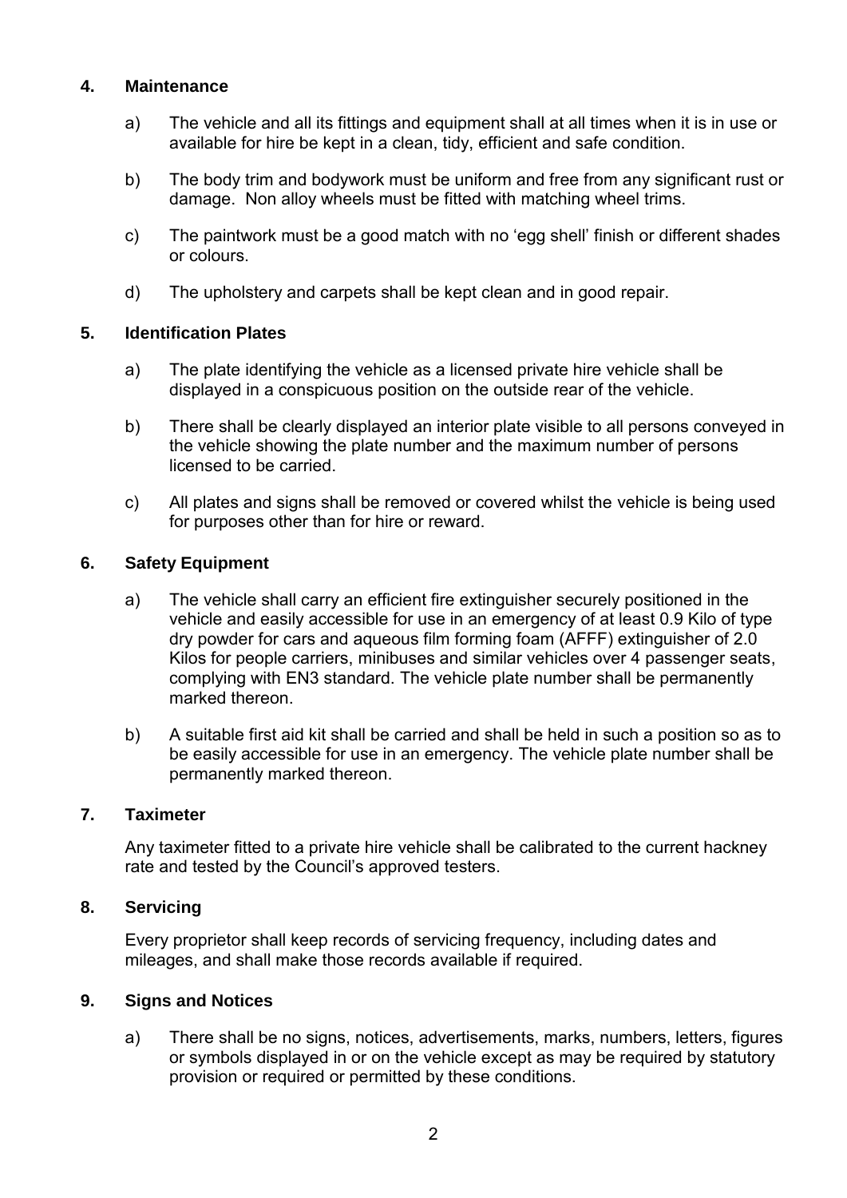## 4. Maintenance

a) The vehicle and all its fittings and equipment shall at all times when it is in use or available for hire be kept in a clean, tidy, efficient and safe condition.

b) The body trim and bodywork must be uniform and free from any significant rust or damage. Non alloy wheels must be fitted with matching wheel trims.

c) The paintwork must be a good match with no 'egg shell' finish or different shades or colours.

d) The upholstery and carpets shall be kept clean and in good repair.

## 5. Identification Plates

a) The plate identifying the vehicle as a licensed private hire vehicle shall be displayed in a conspicuous position on the outside rear of the vehicle.

b) There shall be clearly displayed an interior plate visible to all persons conveyed in the vehicle showing the plate number and the maximum number of persons licensed to be carried.

c) All plates and signs shall be removed or covered whilst the vehicle is being used for purposes other than for hire or reward.

## 6. Safety Equipment

a) The vehicle shall carry an efficient fire extinguisher securely positioned in the vehicle and easily accessible for use in an emergency of at least 0.9 Kilo of type dry powder for cars and aqueous film forming foam (AFFF) extinguisher of 2.0 Kilos for people carriers, minibuses and similar vehicles over 4 passenger seats, complying with EN3 standard. The vehicle plate number shall be permanently marked thereon.

b) A suitable first aid kit shall be carried and shall be held in such a position so as to be easily accessible for use in an emergency. The vehicle plate number shall be permanently marked thereon.

## 7. Taximeter

Any taximeter fitted to a private hire vehicle shall be calibrated to the current hackney rate and tested by the Council's approved testers.

## 8. Servicing

Every proprietor shall keep records of servicing frequency, including dates and mileages, and shall make those records available if required.

## 9. Signs and Notices

a) There shall be no signs, notices, advertisements, marks, numbers, letters, figures or symbols displayed in or on the vehicle except as may be required by statutory provision or required or permitted by these conditions.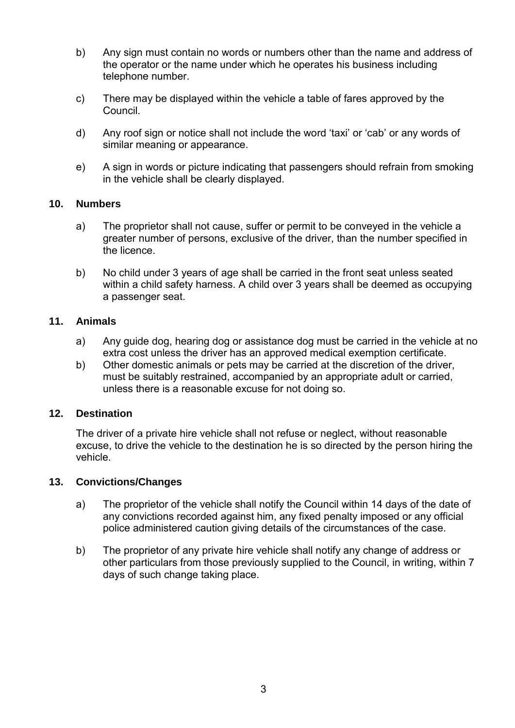b) Any sign must contain no words or numbers other than the name and address of the operator or the name under which he operates his business including telephone number.

c) There may be displayed within the vehicle a table of fares approved by the Council.

d) Any roof sign or notice shall not include the word 'taxi' or 'cab' or any words of similar meaning or appearance.

e) A sign in words or picture indicating that passengers should refrain from smoking in the vehicle shall be clearly displayed.

**10. Numbers**

a) The proprietor shall not cause, suffer or permit to be conveyed in the vehicle a greater number of persons, exclusive of the driver, than the number specified in the licence.

b) No child under 3 years of age shall be carried in the front seat unless seated within a child safety harness. A child over 3 years shall be deemed as occupying a passenger seat.

**11. Animals**

a) Any guide dog, hearing dog or assistance dog must be carried in the vehicle at no extra cost unless the driver has an approved medical exemption certificate.

b) Other domestic animals or pets may be carried at the discretion of the driver, must be suitably restrained, accompanied by an appropriate adult or carried, unless there is a reasonable excuse for not doing so.

**12. Destination**

The driver of a private hire vehicle shall not refuse or neglect, without reasonable excuse, to drive the vehicle to the destination he is so directed by the person hiring the vehicle.

**13. Convictions/Changes**

a) The proprietor of the vehicle shall notify the Council within 14 days of the date of any convictions recorded against him, any fixed penalty imposed or any official police administered caution giving details of the circumstances of the case.

b) The proprietor of any private hire vehicle shall notify any change of address or other particulars from those previously supplied to the Council, in writing, within 7 days of such change taking place.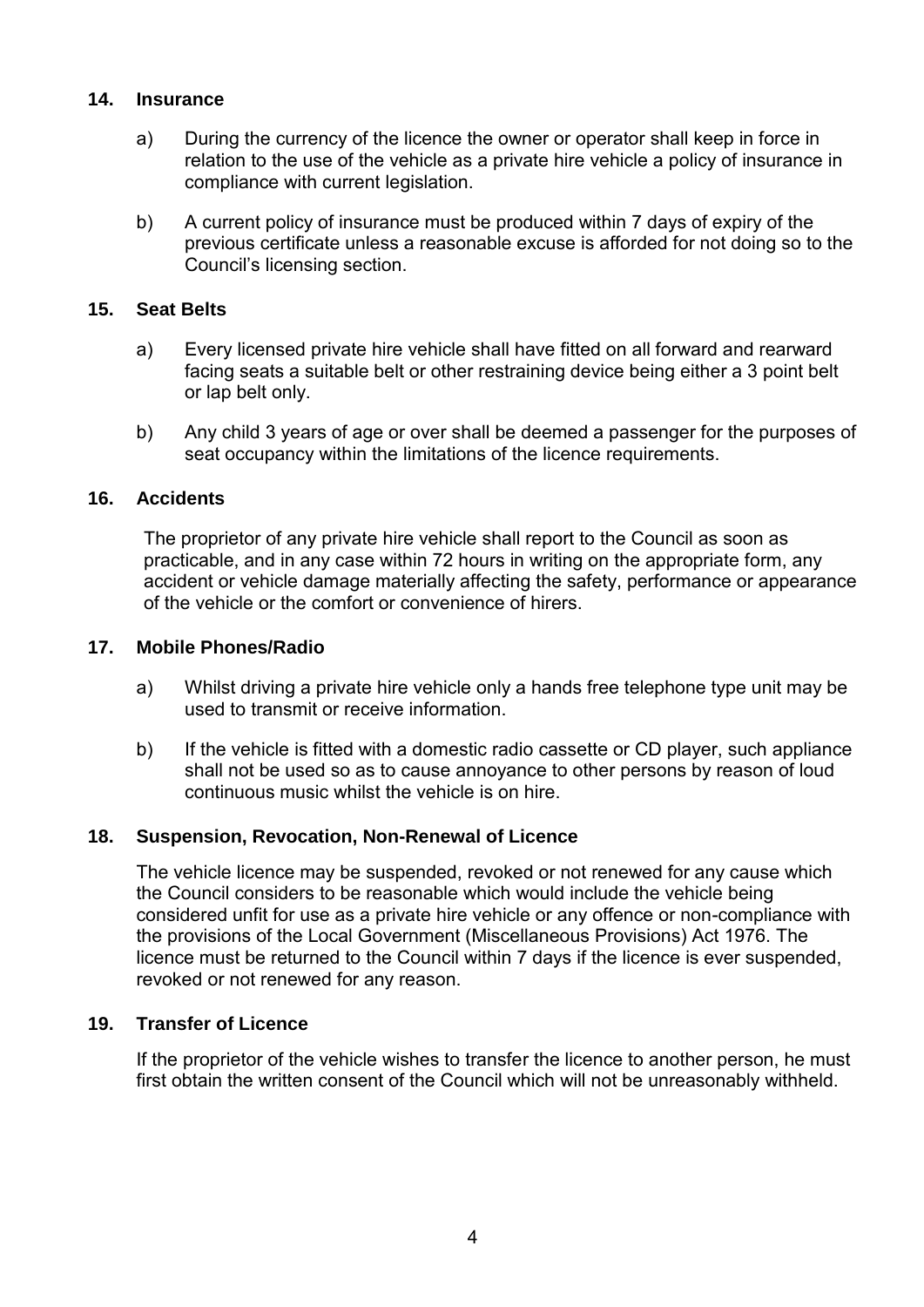## 14. Insurance

a) During the currency of the licence the owner or operator shall keep in force in relation to the use of the vehicle as a private hire vehicle a policy of insurance in compliance with current legislation.

b) A current policy of insurance must be produced within 7 days of expiry of the previous certificate unless a reasonable excuse is afforded for not doing so to the Council's licensing section.

## 15. Seat Belts

a) Every licensed private hire vehicle shall have fitted on all forward and rearward facing seats a suitable belt or other restraining device being either a 3 point belt or lap belt only.

b) Any child 3 years of age or over shall be deemed a passenger for the purposes of seat occupancy within the limitations of the licence requirements.

## 16. Accidents

The proprietor of any private hire vehicle shall report to the Council as soon as practicable, and in any case within 72 hours in writing on the appropriate form, any accident or vehicle damage materially affecting the safety, performance or appearance of the vehicle or the comfort or convenience of hirers.

## 17. Mobile Phones/Radio

a) Whilst driving a private hire vehicle only a hands free telephone type unit may be used to transmit or receive information.

b) If the vehicle is fitted with a domestic radio cassette or CD player, such appliance shall not be used so as to cause annoyance to other persons by reason of loud continuous music whilst the vehicle is on hire.

## 18. Suspension, Revocation, Non-Renewal of Licence

The vehicle licence may be suspended, revoked or not renewed for any cause which the Council considers to be reasonable which would include the vehicle being considered unfit for use as a private hire vehicle or any offence or non-compliance with the provisions of the Local Government (Miscellaneous Provisions) Act 1976. The licence must be returned to the Council within 7 days if the licence is ever suspended, revoked or not renewed for any reason.

## 19. Transfer of Licence

If the proprietor of the vehicle wishes to transfer the licence to another person, he must first obtain the written consent of the Council which will not be unreasonably withheld.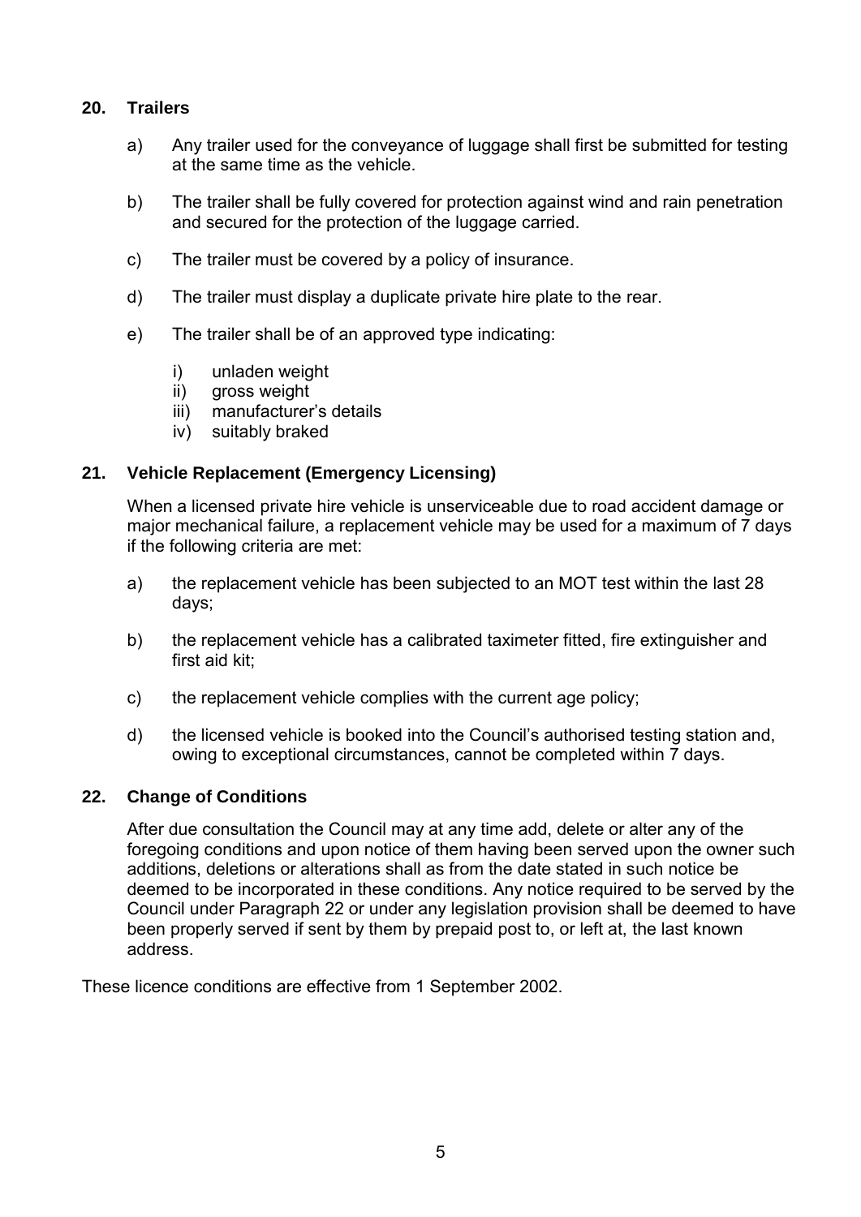## 20. Trailers

a) Any trailer used for the conveyance of luggage shall first be submitted for testing at the same time as the vehicle.

b) The trailer shall be fully covered for protection against wind and rain penetration and secured for the protection of the luggage carried.

c) The trailer must be covered by a policy of insurance.

d) The trailer must display a duplicate private hire plate to the rear.

e) The trailer shall be of an approved type indicating:

   i) unladen weight
   ii) gross weight
   iii) manufacturer's details
   iv) suitably braked

## 21. Vehicle Replacement (Emergency Licensing)

When a licensed private hire vehicle is unserviceable due to road accident damage or major mechanical failure, a replacement vehicle may be used for a maximum of 7 days if the following criteria are met:

a) the replacement vehicle has been subjected to an MOT test within the last 28 days;

b) the replacement vehicle has a calibrated taximeter fitted, fire extinguisher and first aid kit;

c) the replacement vehicle complies with the current age policy;

d) the licensed vehicle is booked into the Council's authorised testing station and, owing to exceptional circumstances, cannot be completed within 7 days.

## 22. Change of Conditions

After due consultation the Council may at any time add, delete or alter any of the foregoing conditions and upon notice of them having been served upon the owner such additions, deletions or alterations shall as from the date stated in such notice be deemed to be incorporated in these conditions. Any notice required to be served by the Council under Paragraph 22 or under any legislation provision shall be deemed to have been properly served if sent by them by prepaid post to, or left at, the last known address.

These licence conditions are effective from 1 September 2002.